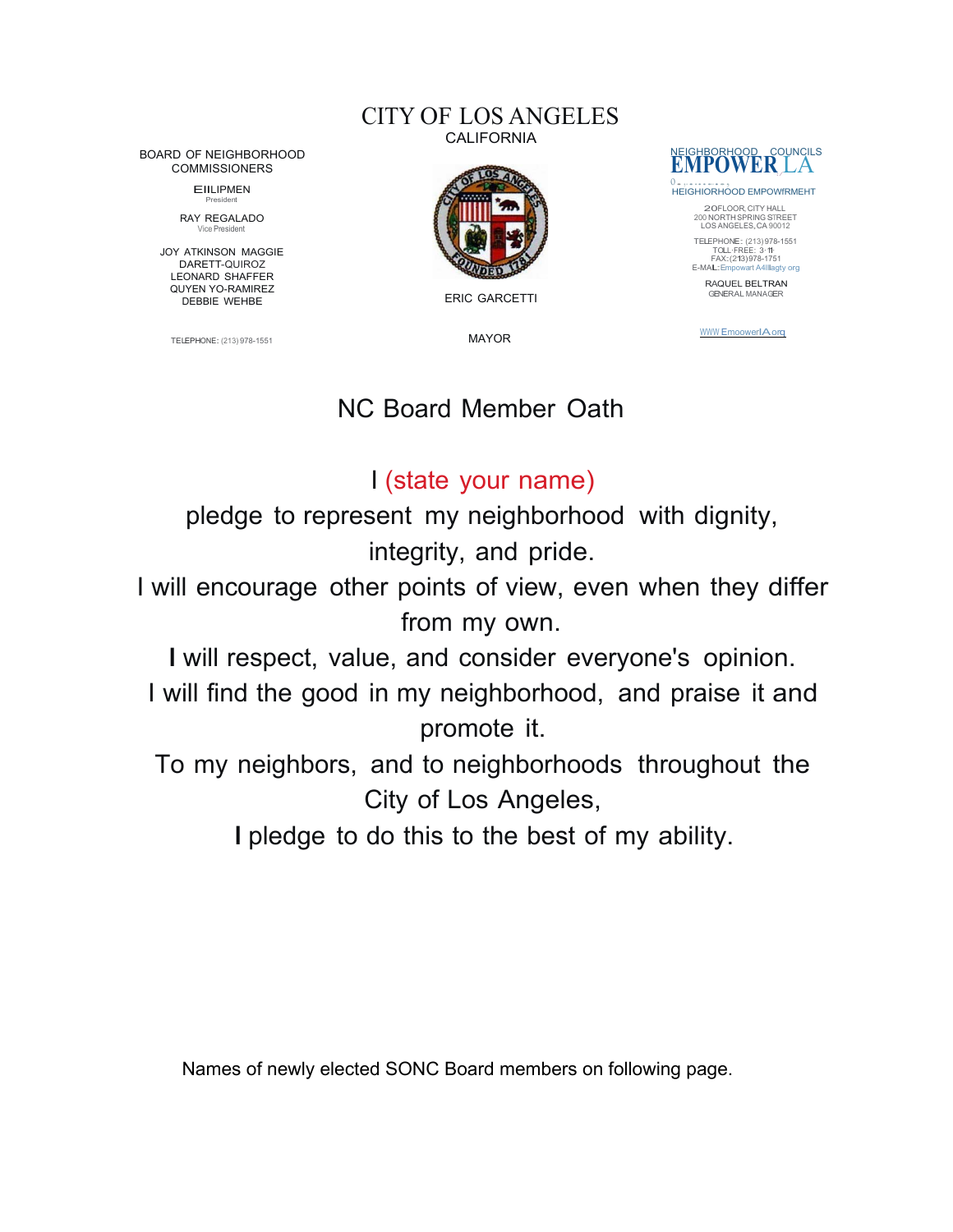# CITY OF LOS ANGELES

CALIFORNIA

BOARD OF NEIGHBORHOOD COMMISSIONERS

EIILIPMEN
President

RAY REGALADO
Vice President

JOY ATKINSON MAGGIE DARETT-QUIROZ
LEONARD SHAFFER
QUYEN YO-RAMIREZ
DEBBIE WEHBE

TELEPHONE: (213) 978-1551

ERIC GARCETTI

MAYOR

NEIGHBORHOOD COUNCILS
EMPOWER LA
HEIGHIORHOOD EMPOWfRMEHT

20FLOOR, CITY HALL
200 NORTH SPRING STREET
LOS ANGELES, CA 90012

TELEPHONE: (213) 978-1551
TOLL-FREE: 3-11
FAX: (213) 978-1751
E-MAL: Empowart A4lllagty org

RAQUEL BELTRAN
GENERAL MANAGER

WWW EmoowerlA org

## NC Board Member Oath

I (state your name)
pledge to represent my neighborhood with dignity, integrity, and pride.
I will encourage other points of view, even when they differ from my own.
I will respect, value, and consider everyone's opinion.
I will find the good in my neighborhood, and praise it and promote it.
To my neighbors, and to neighborhoods throughout the City of Los Angeles,
I pledge to do this to the best of my ability.

Names of newly elected SONC Board members on following page.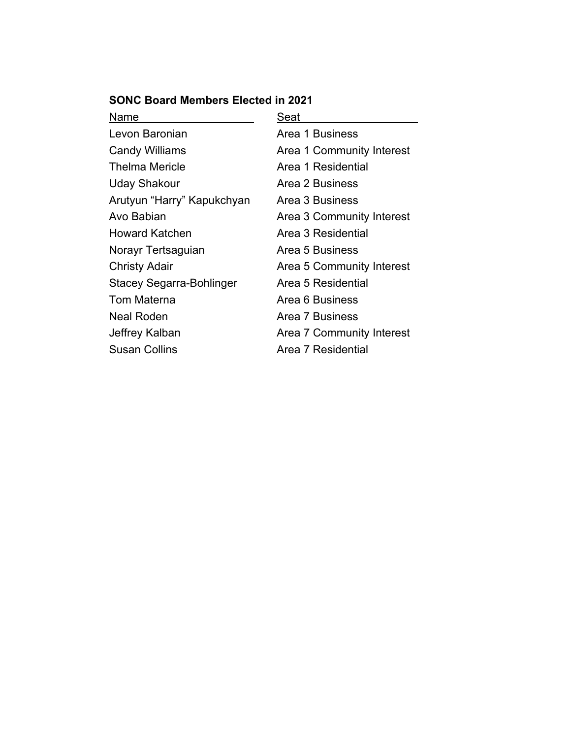**SONC Board Members Elected in 2021**

| Name | Seat |
| --- | --- |
| Levon Baronian | Area 1 Business |
| Candy Williams | Area 1 Community Interest |
| Thelma Mericle | Area 1 Residential |
| Uday Shakour | Area 2 Business |
| Arutyun "Harry" Kapukchyan | Area 3 Business |
| Avo Babian | Area 3 Community Interest |
| Howard Katchen | Area 3 Residential |
| Norayr Tertsaguian | Area 5 Business |
| Christy Adair | Area 5 Community Interest |
| Stacey Segarra-Bohlinger | Area 5 Residential |
| Tom Materna | Area 6 Business |
| Neal Roden | Area 7 Business |
| Jeffrey Kalban | Area 7 Community Interest |
| Susan Collins | Area 7 Residential |